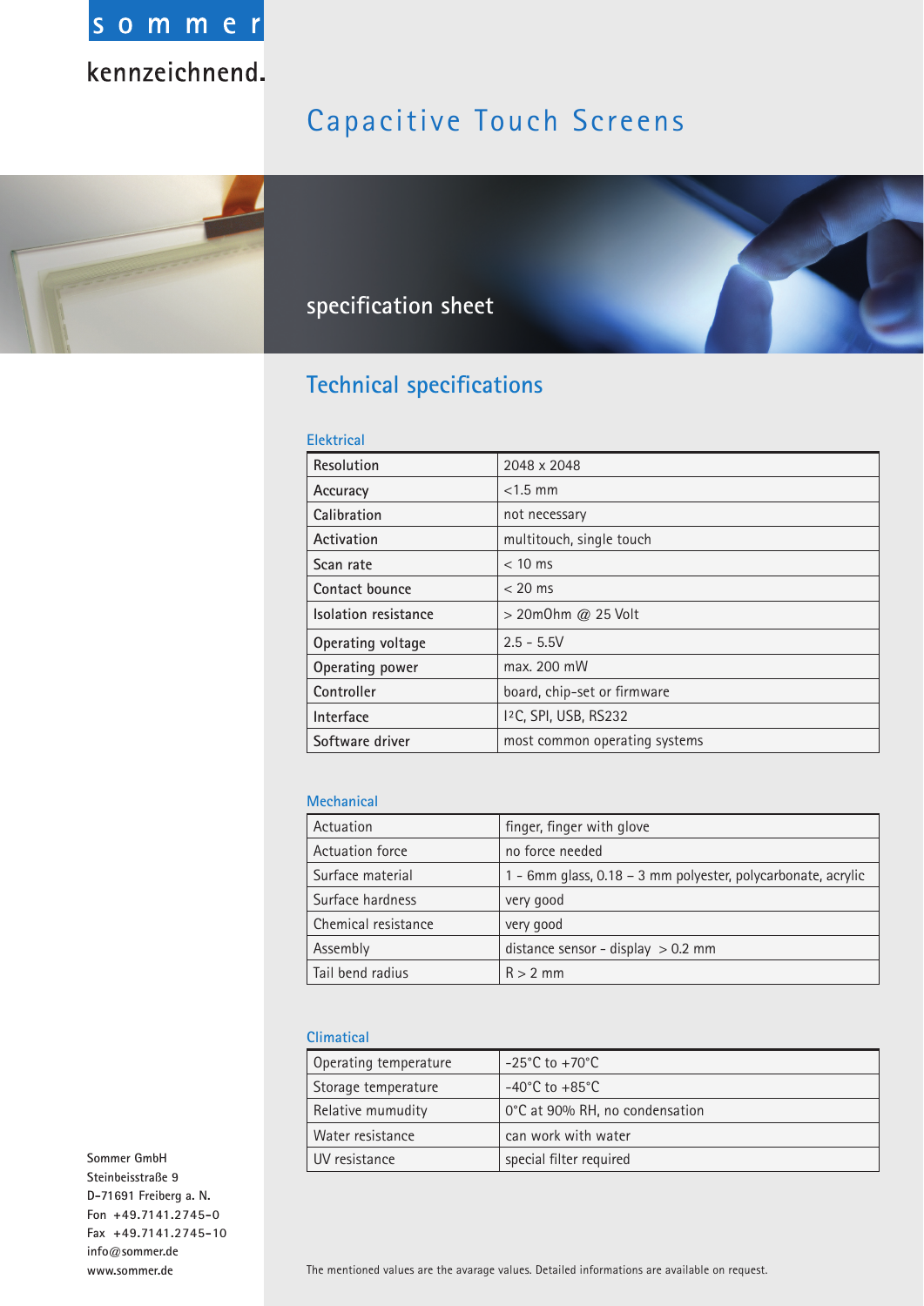sommer

kennzeichnend.

# Capacitive Touch Screens

specification sheet

## Technical specifications

### Elektrical

| Resolution | 2048 x 2048 |
|---|---|
| Accuracy | <1.5 mm |
| Calibration | not necessary |
| Activation | multitouch, single touch |
| Scan rate | < 10 ms |
| Contact bounce | < 20 ms |
| Isolation resistance | > 20mOhm @ 25 Volt |
| Operating voltage | 2.5 - 5.5V |
| Operating power | max. 200 mW |
| Controller | board, chip-set or firmware |
| Interface | I²C, SPI, USB, RS232 |
| Software driver | most common operating systems |

### Mechanical

| Actuation | finger, finger with glove |
|---|---|
| Actuation force | no force needed |
| Surface material | 1 - 6mm glass, 0.18 – 3 mm polyester, polycarbonate, acrylic |
| Surface hardness | very good |
| Chemical resistance | very good |
| Assembly | distance sensor - display > 0.2 mm |
| Tail bend radius | R > 2 mm |

### Climatical

| Operating temperature | -25°C to +70°C |
|---|---|
| Storage temperature | -40°C to +85°C |
| Relative mumudity | 0°C at 90% RH, no condensation |
| Water resistance | can work with water |
| UV resistance | special filter required |

Sommer GmbH
Steinbeisstraße 9
D-71691 Freiberg a. N.
Fon +49.7141.2745-0
Fax +49.7141.2745-10
info@sommer.de
www.sommer.de

The mentioned values are the avarage values. Detailed informations are available on request.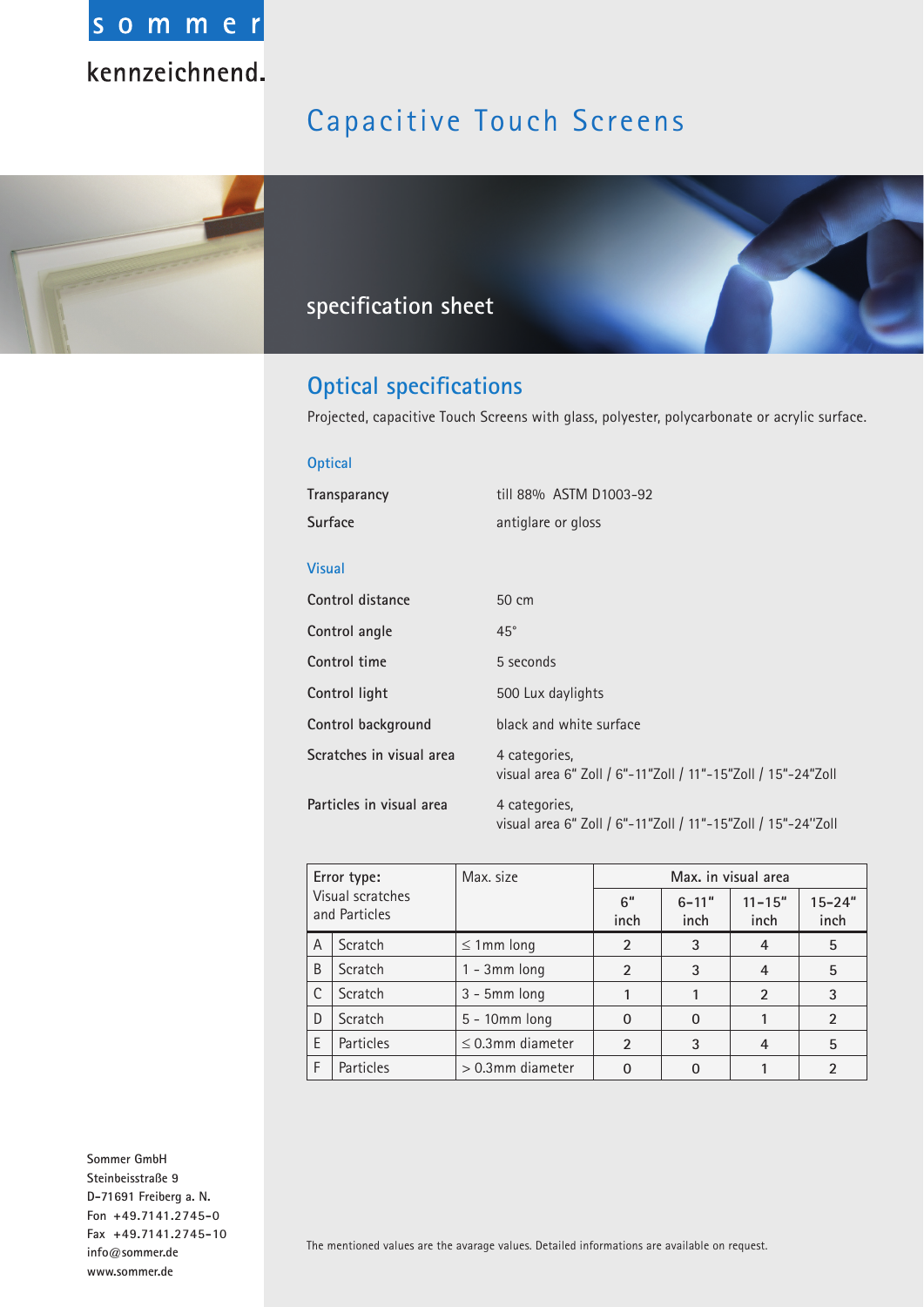sommer

kennzeichnend.

# Capacitive Touch Screens

specification sheet

## Optical specifications

Projected, capacitive Touch Screens with glass, polyester, polycarbonate or acrylic surface.

### Optical

| | |
|---|---|
| Transparancy | till 88% ASTM D1003-92 |
| Surface | antiglare or gloss |

### Visual

| | |
|---|---|
| Control distance | 50 cm |
| Control angle | 45° |
| Control time | 5 seconds |
| Control light | 500 Lux daylights |
| Control background | black and white surface |
| Scratches in visual area | 4 categories, visual area 6" Zoll / 6"-11"Zoll / 11"-15"Zoll / 15"-24"Zoll |
| Particles in visual area | 4 categories, visual area 6" Zoll / 6"-11"Zoll / 11"-15"Zoll / 15"-24"Zoll |

| Error type: Visual scratches and Particles | | Max. size | Max. in visual area | | | |
|---|---|---|---|---|---|---|
| | | | 6" inch | 6-11" inch | 11-15" inch | 15-24" inch |
| A | Scratch | ≤ 1mm long | 2 | 3 | 4 | 5 |
| B | Scratch | 1 - 3mm long | 2 | 3 | 4 | 5 |
| C | Scratch | 3 - 5mm long | 1 | 1 | 2 | 3 |
| D | Scratch | 5 - 10mm long | 0 | 0 | 1 | 2 |
| E | Particles | ≤ 0.3mm diameter | 2 | 3 | 4 | 5 |
| F | Particles | > 0.3mm diameter | 0 | 0 | 1 | 2 |

Sommer GmbH
Steinbeisstraße 9
D-71691 Freiberg a. N.
Fon +49.7141.2745-0
Fax +49.7141.2745-10
info@sommer.de
www.sommer.de

The mentioned values are the avarage values. Detailed informations are available on request.